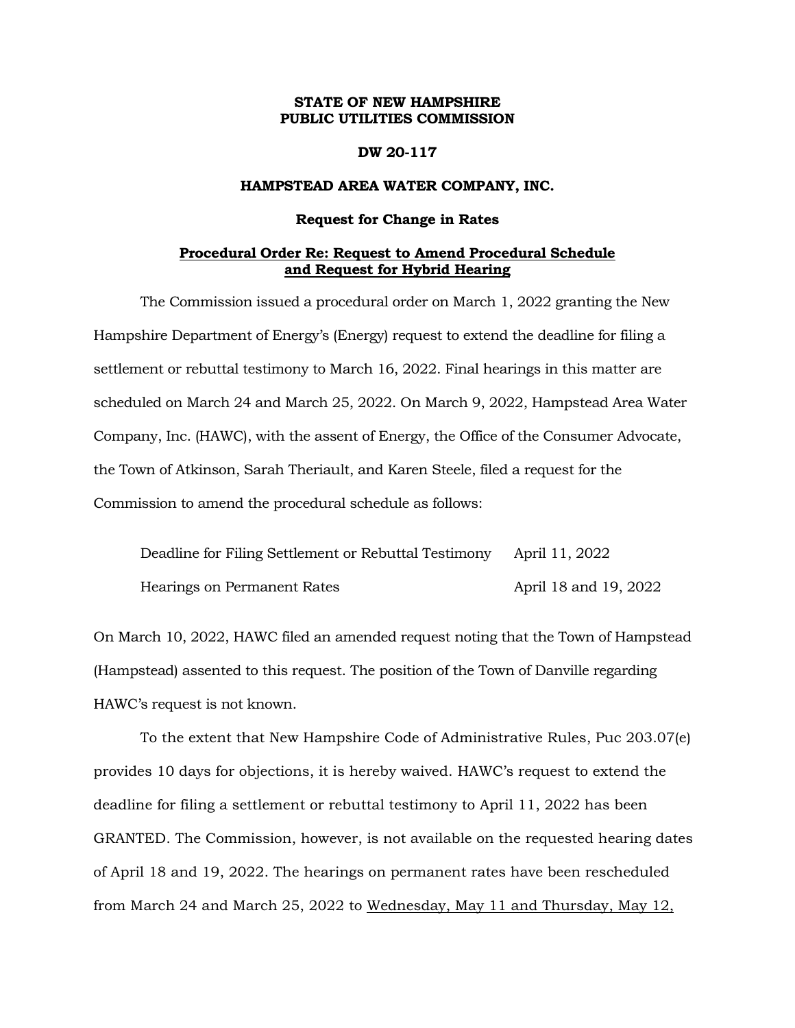**STATE OF NEW HAMPSHIRE**
**PUBLIC UTILITIES COMMISSION**

**DW 20-117**

**HAMPSTEAD AREA WATER COMPANY, INC.**

**Request for Change in Rates**

**<u>Procedural Order Re: Request to Amend Procedural Schedule and Request for Hybrid Hearing</u>**

The Commission issued a procedural order on March 1, 2022 granting the New Hampshire Department of Energy's (Energy) request to extend the deadline for filing a settlement or rebuttal testimony to March 16, 2022. Final hearings in this matter are scheduled on March 24 and March 25, 2022. On March 9, 2022, Hampstead Area Water Company, Inc. (HAWC), with the assent of Energy, the Office of the Consumer Advocate, the Town of Atkinson, Sarah Theriault, and Karen Steele, filed a request for the Commission to amend the procedural schedule as follows:

| | |
|---|---|
| Deadline for Filing Settlement or Rebuttal Testimony | April 11, 2022 |
| Hearings on Permanent Rates | April 18 and 19, 2022 |

On March 10, 2022, HAWC filed an amended request noting that the Town of Hampstead (Hampstead) assented to this request. The position of the Town of Danville regarding HAWC's request is not known.

To the extent that New Hampshire Code of Administrative Rules, Puc 203.07(e) provides 10 days for objections, it is hereby waived. HAWC's request to extend the deadline for filing a settlement or rebuttal testimony to April 11, 2022 has been GRANTED. The Commission, however, is not available on the requested hearing dates of April 18 and 19, 2022. The hearings on permanent rates have been rescheduled from March 24 and March 25, 2022 to <u>Wednesday, May 11 and Thursday, May 12,</u>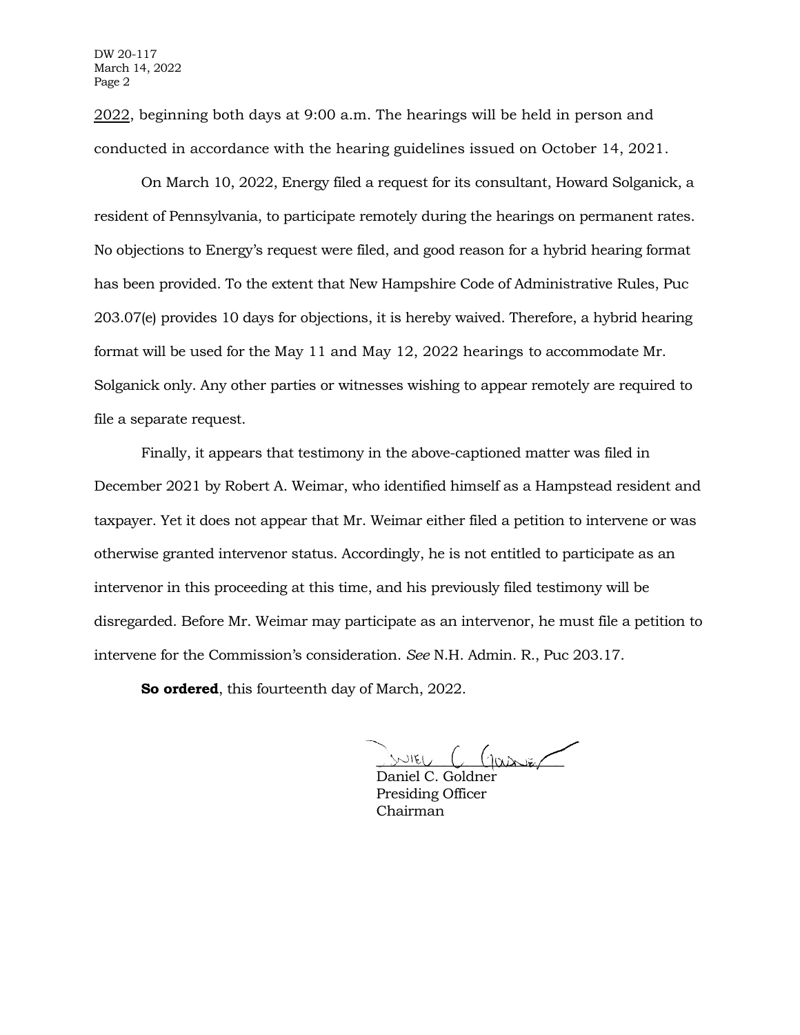2022, beginning both days at 9:00 a.m. The hearings will be held in person and conducted in accordance with the hearing guidelines issued on October 14, 2021.

On March 10, 2022, Energy filed a request for its consultant, Howard Solganick, a resident of Pennsylvania, to participate remotely during the hearings on permanent rates. No objections to Energy's request were filed, and good reason for a hybrid hearing format has been provided. To the extent that New Hampshire Code of Administrative Rules, Puc 203.07(e) provides 10 days for objections, it is hereby waived. Therefore, a hybrid hearing format will be used for the May 11 and May 12, 2022 hearings to accommodate Mr. Solganick only. Any other parties or witnesses wishing to appear remotely are required to file a separate request.

Finally, it appears that testimony in the above-captioned matter was filed in December 2021 by Robert A. Weimar, who identified himself as a Hampstead resident and taxpayer. Yet it does not appear that Mr. Weimar either filed a petition to intervene or was otherwise granted intervenor status. Accordingly, he is not entitled to participate as an intervenor in this proceeding at this time, and his previously filed testimony will be disregarded. Before Mr. Weimar may participate as an intervenor, he must file a petition to intervene for the Commission's consideration. *See* N.H. Admin. R., Puc 203.17.

**So ordered**, this fourteenth day of March, 2022.

Daniel C. Goldner
Presiding Officer
Chairman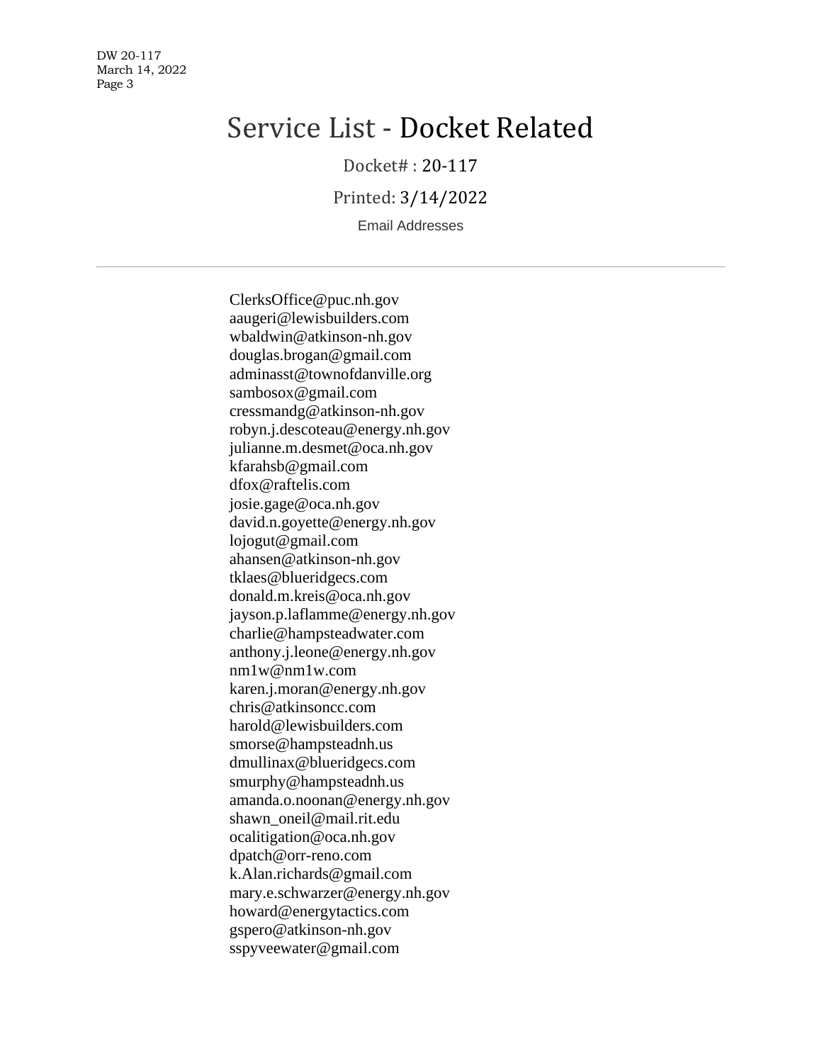# Service List - Docket Related

Docket# : 20-117

Printed: 3/14/2022

Email Addresses

---

ClerksOffice@puc.nh.gov
aaugeri@lewisbuilders.com
wbaldwin@atkinson-nh.gov
douglas.brogan@gmail.com
adminasst@townofdanville.org
sambosox@gmail.com
cressmandg@atkinson-nh.gov
robyn.j.descoteau@energy.nh.gov
julianne.m.desmet@oca.nh.gov
kfarahsb@gmail.com
dfox@raftelis.com
josie.gage@oca.nh.gov
david.n.goyette@energy.nh.gov
lojogut@gmail.com
ahansen@atkinson-nh.gov
tklaes@blueridgecs.com
donald.m.kreis@oca.nh.gov
jayson.p.laflamme@energy.nh.gov
charlie@hampsteadwater.com
anthony.j.leone@energy.nh.gov
nm1w@nm1w.com
karen.j.moran@energy.nh.gov
chris@atkinsoncc.com
harold@lewisbuilders.com
smorse@hampsteadnh.us
dmullinax@blueridgecs.com
smurphy@hampsteadnh.us
amanda.o.noonan@energy.nh.gov
shawn_oneil@mail.rit.edu
ocalitigation@oca.nh.gov
dpatch@orr-reno.com
k.Alan.richards@gmail.com
mary.e.schwarzer@energy.nh.gov
howard@energytactics.com
gspero@atkinson-nh.gov
sspyveewater@gmail.com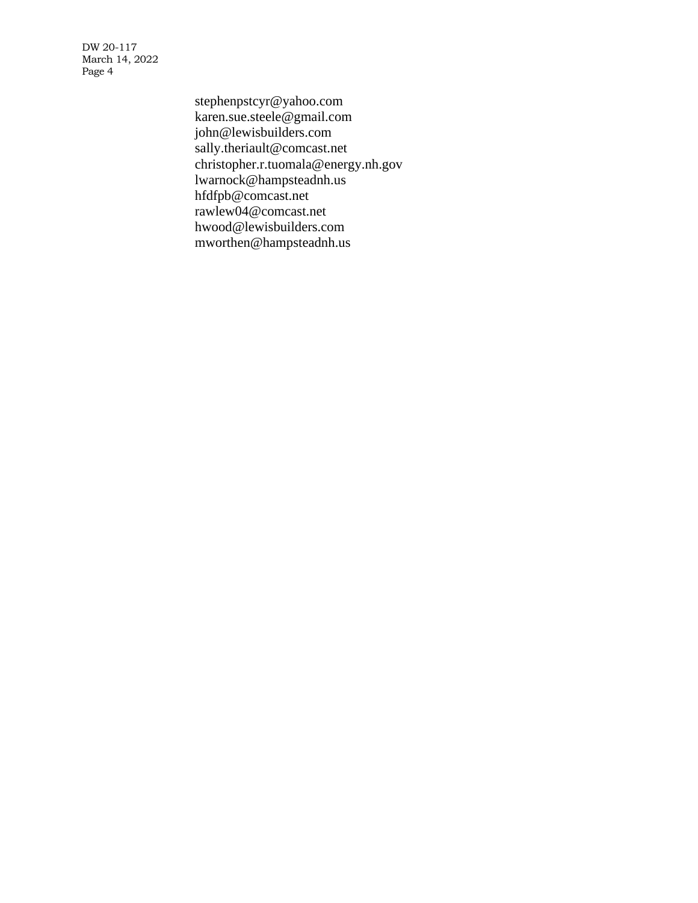stephenpstcyr@yahoo.com
karen.sue.steele@gmail.com
john@lewisbuilders.com
sally.theriault@comcast.net
christopher.r.tuomala@energy.nh.gov
lwarnock@hampsteadnh.us
hfdfpb@comcast.net
rawlew04@comcast.net
hwood@lewisbuilders.com
mworthen@hampsteadnh.us